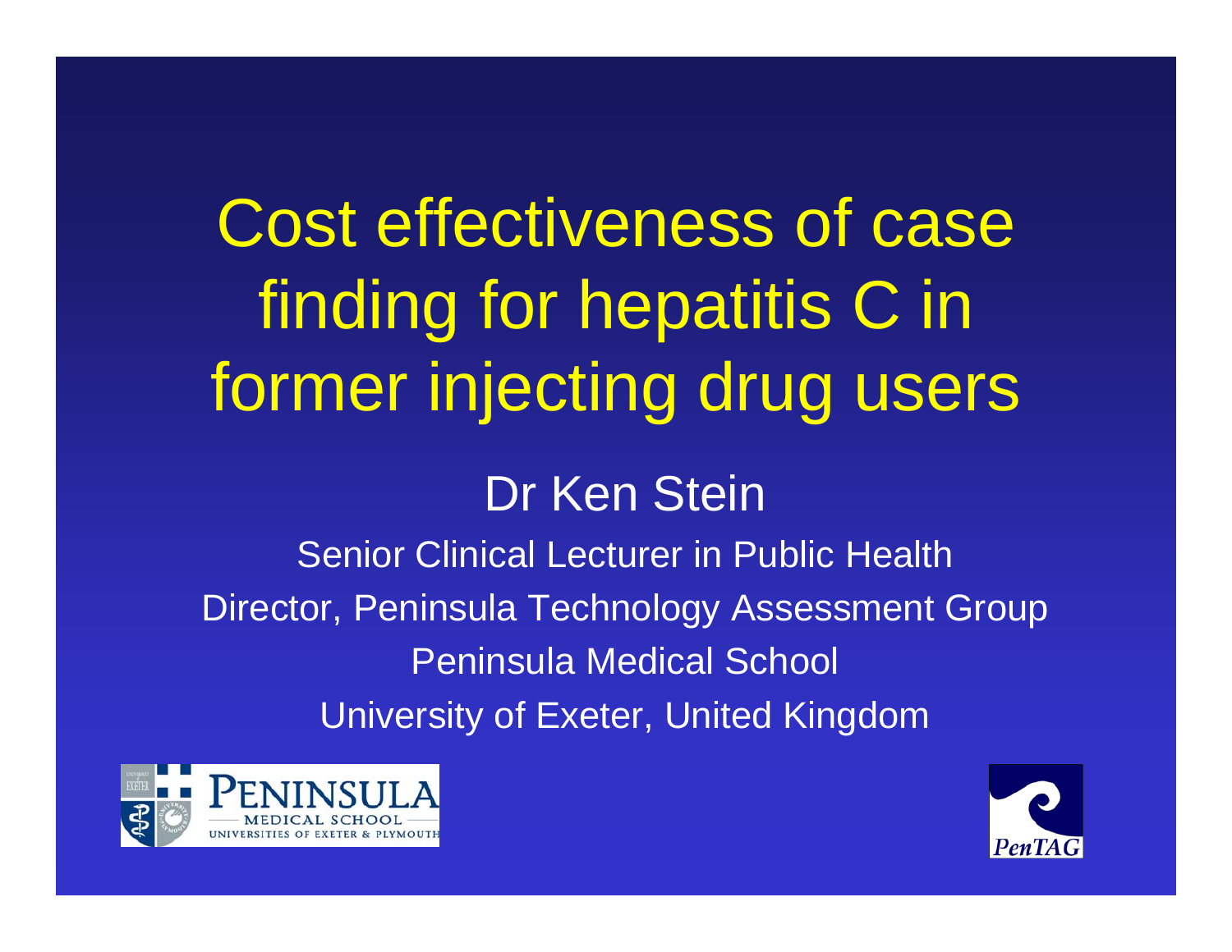# Cost effectiveness of case finding for hepatitis C in former injecting drug users

## Dr Ken Stein

Senior Clinical Lecturer in Public Health

Director, Peninsula Technology Assessment Group

Peninsula Medical School

University of Exeter, United Kingdom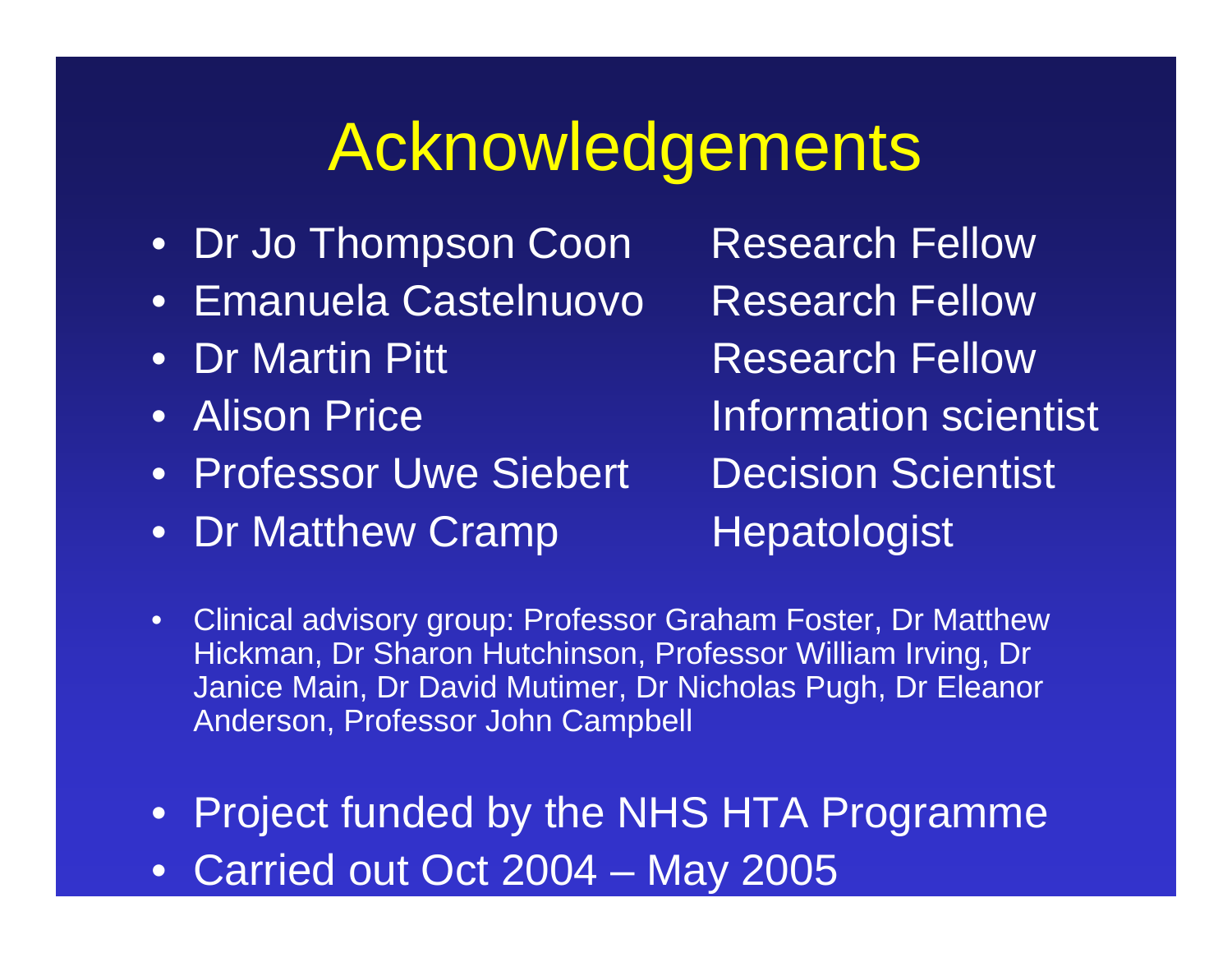# Acknowledgements

| Name | Role |
| --- | --- |
| Dr Jo Thompson Coon | Research Fellow |
| Emanuela Castelnuovo | Research Fellow |
| Dr Martin Pitt | Research Fellow |
| Alison Price | Information scientist |
| Professor Uwe Siebert | Decision Scientist |
| Dr Matthew Cramp | Hepatologist |

- Clinical advisory group: Professor Graham Foster, Dr Matthew Hickman, Dr Sharon Hutchinson, Professor William Irving, Dr Janice Main, Dr David Mutimer, Dr Nicholas Pugh, Dr Eleanor Anderson, Professor John Campbell

- Project funded by the NHS HTA Programme
- Carried out Oct 2004 – May 2005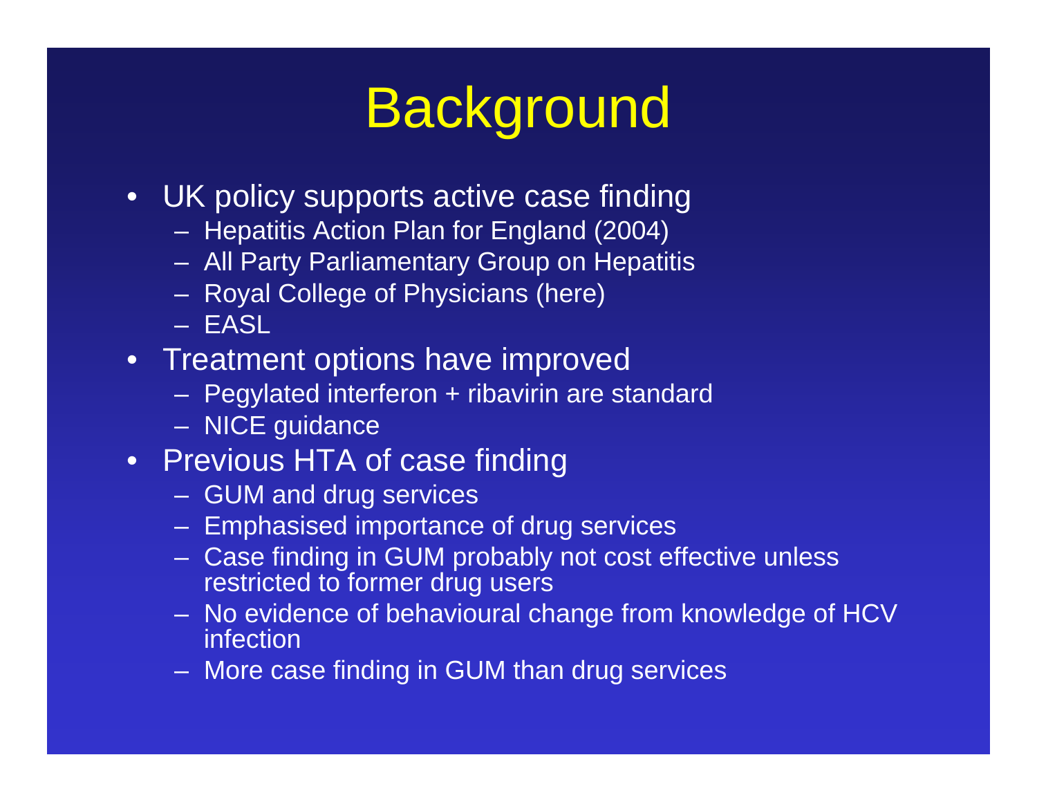# Background

- UK policy supports active case finding
  - Hepatitis Action Plan for England (2004)
  - All Party Parliamentary Group on Hepatitis
  - Royal College of Physicians (here)
  - EASL
- Treatment options have improved
  - Pegylated interferon + ribavirin are standard
  - NICE guidance
- Previous HTA of case finding
  - GUM and drug services
  - Emphasised importance of drug services
  - Case finding in GUM probably not cost effective unless restricted to former drug users
  - No evidence of behavioural change from knowledge of HCV infection
  - More case finding in GUM than drug services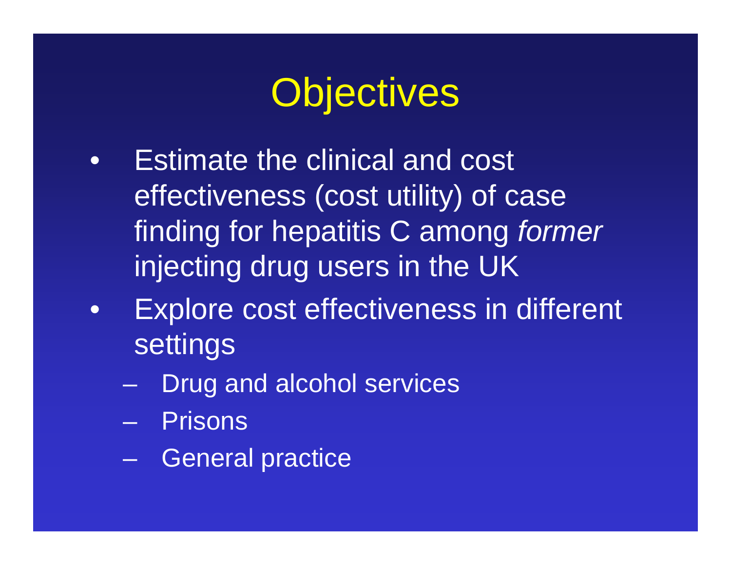# Objectives

- Estimate the clinical and cost effectiveness (cost utility) of case finding for hepatitis C among *former* injecting drug users in the UK
- Explore cost effectiveness in different settings
  - Drug and alcohol services
  - Prisons
  - General practice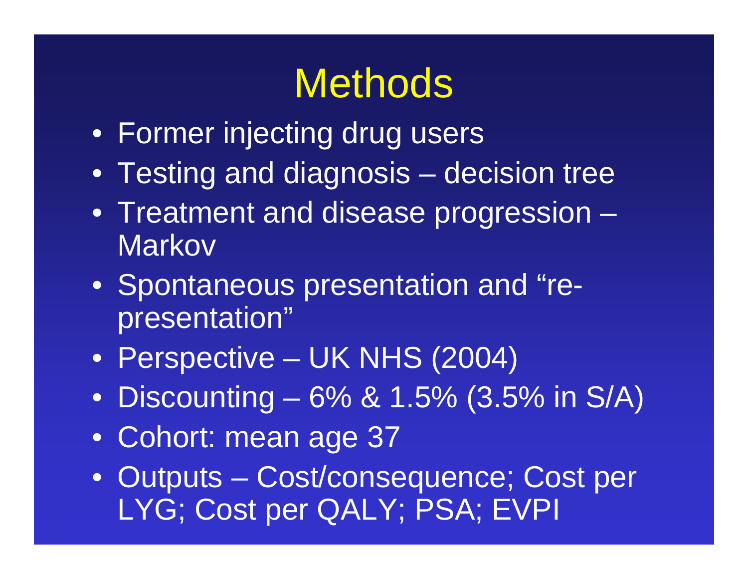# Methods

- Former injecting drug users
- Testing and diagnosis – decision tree
- Treatment and disease progression – Markov
- Spontaneous presentation and “re-presentation”
- Perspective – UK NHS (2004)
- Discounting – 6% & 1.5% (3.5% in S/A)
- Cohort: mean age 37
- Outputs – Cost/consequence; Cost per LYG; Cost per QALY; PSA; EVPI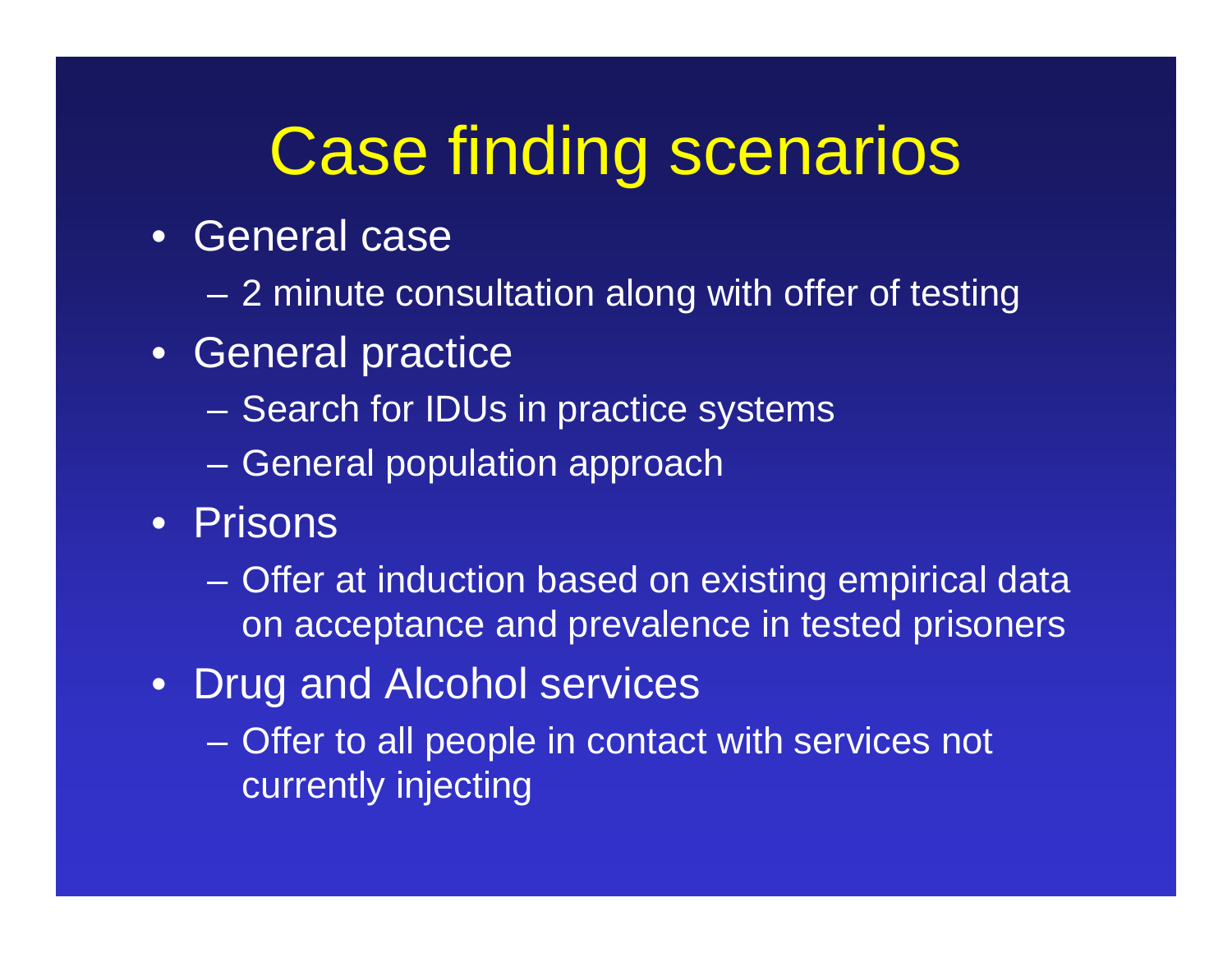# Case finding scenarios

- General case
  - 2 minute consultation along with offer of testing
- General practice
  - Search for IDUs in practice systems
  - General population approach
- Prisons
  - Offer at induction based on existing empirical data on acceptance and prevalence in tested prisoners
- Drug and Alcohol services
  - Offer to all people in contact with services not currently injecting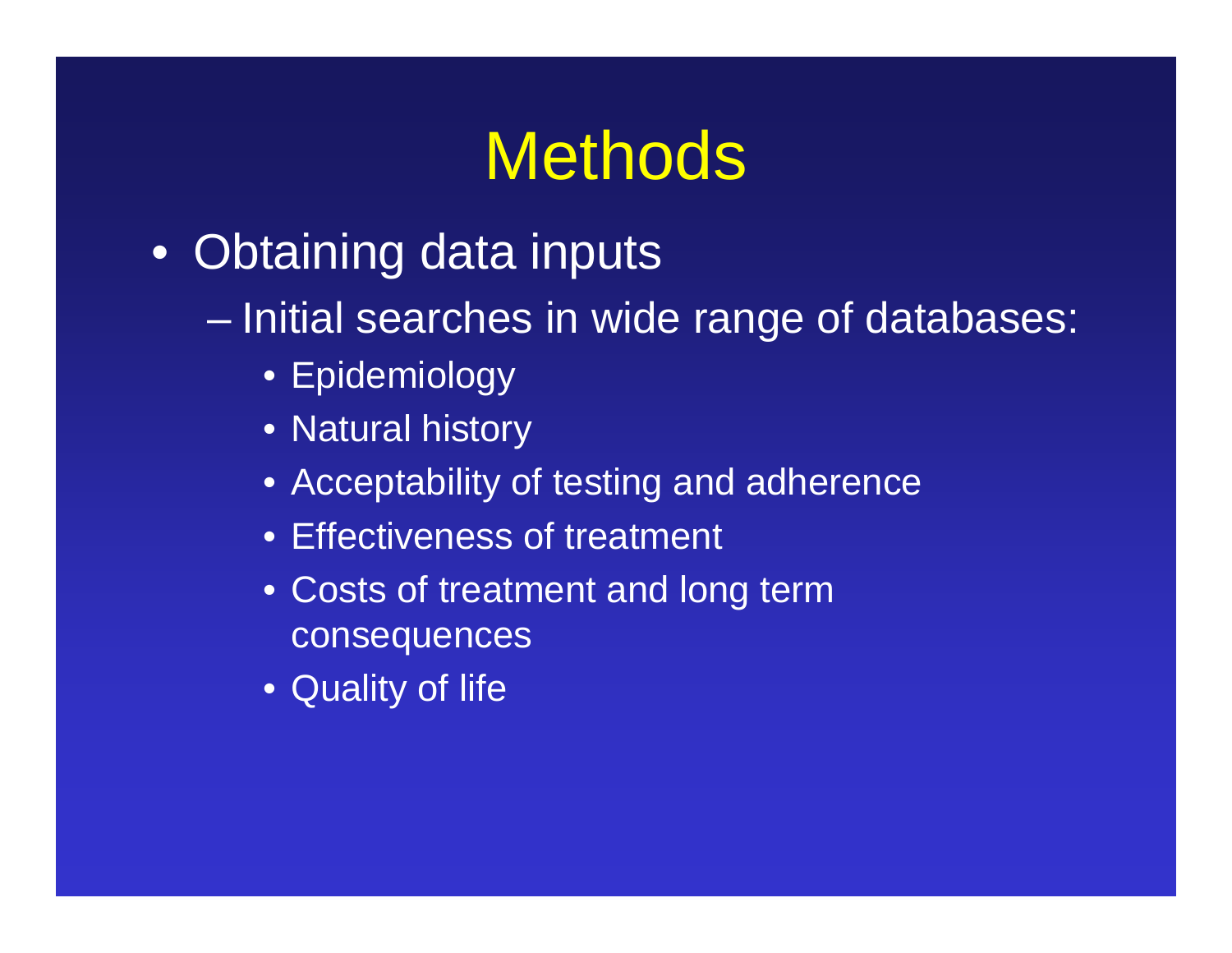# Methods

- Obtaining data inputs
  - Initial searches in wide range of databases:
    - Epidemiology
    - Natural history
    - Acceptability of testing and adherence
    - Effectiveness of treatment
    - Costs of treatment and long term consequences
    - Quality of life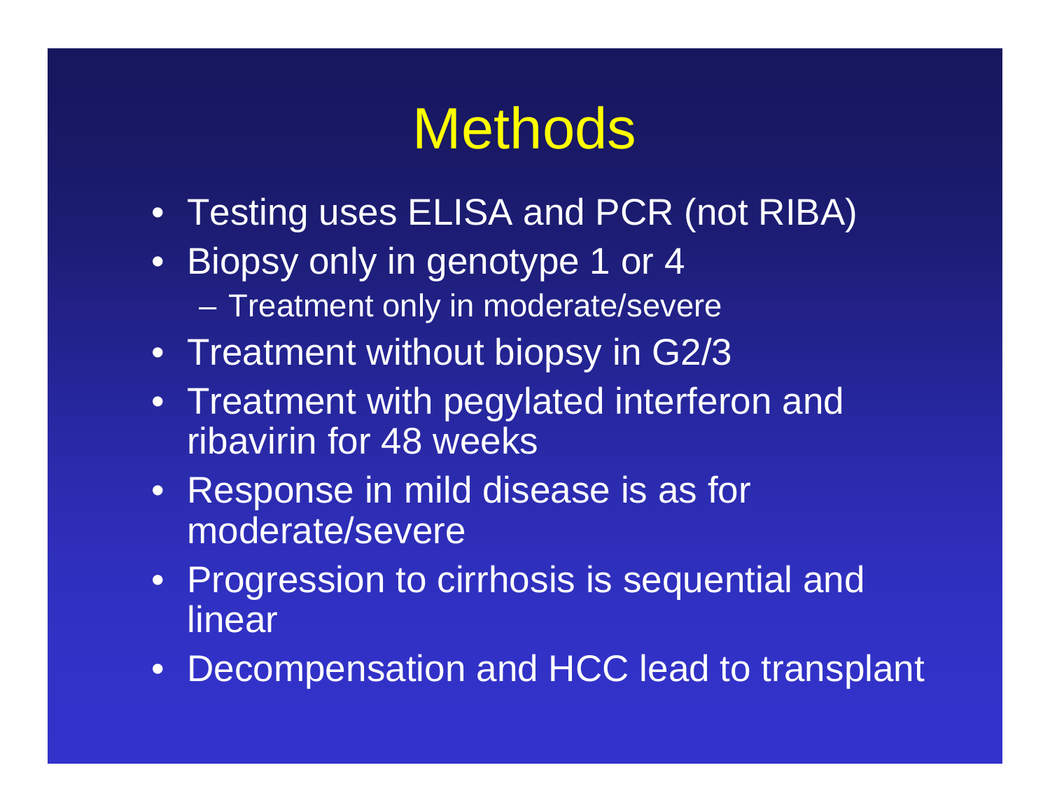# Methods

- Testing uses ELISA and PCR (not RIBA)
- Biopsy only in genotype 1 or 4
  - Treatment only in moderate/severe
- Treatment without biopsy in G2/3
- Treatment with pegylated interferon and ribavirin for 48 weeks
- Response in mild disease is as for moderate/severe
- Progression to cirrhosis is sequential and linear
- Decompensation and HCC lead to transplant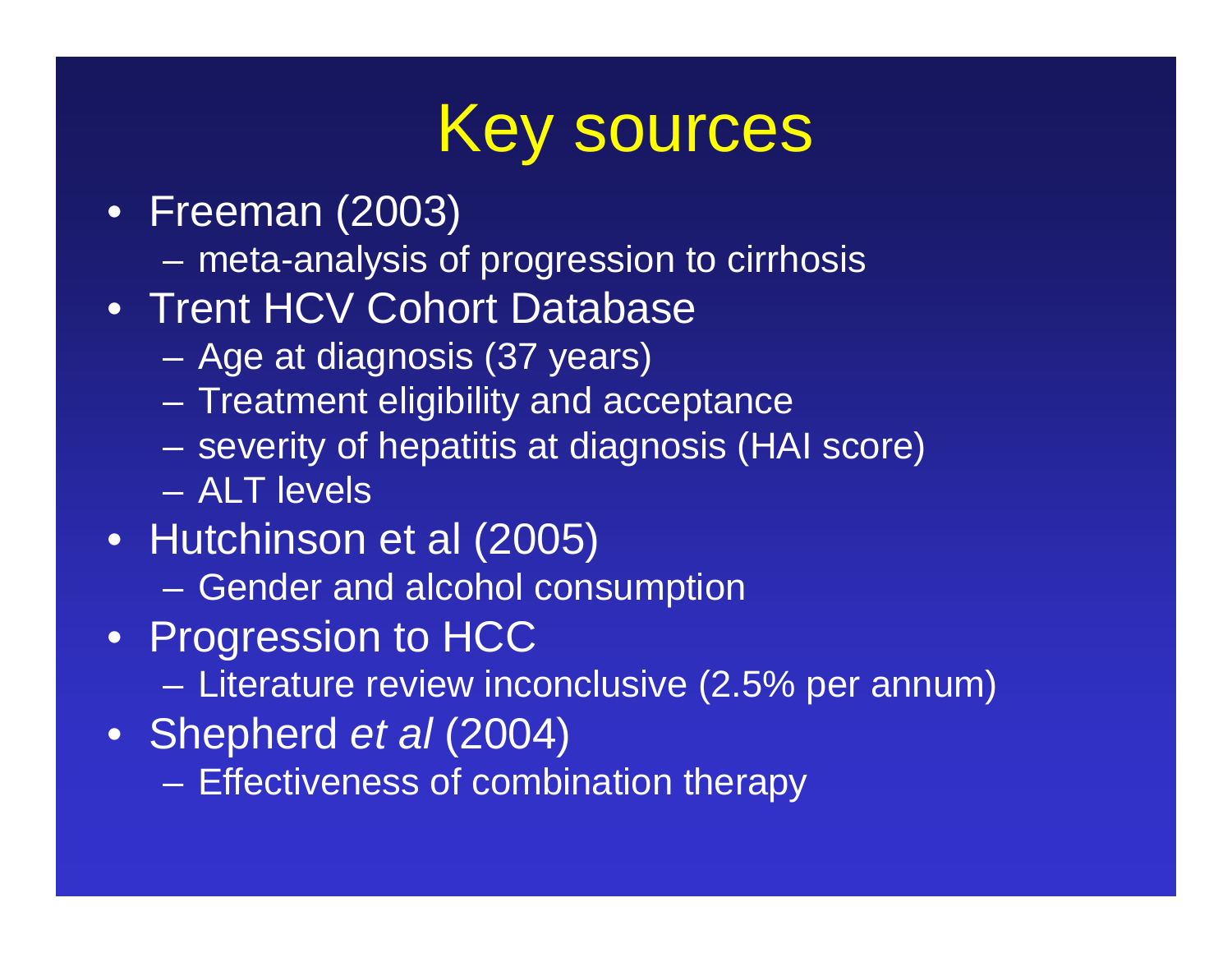# Key sources

- Freeman (2003)
  - meta-analysis of progression to cirrhosis
- Trent HCV Cohort Database
  - Age at diagnosis (37 years)
  - Treatment eligibility and acceptance
  - severity of hepatitis at diagnosis (HAI score)
  - ALT levels
- Hutchinson et al (2005)
  - Gender and alcohol consumption
- Progression to HCC
  - Literature review inconclusive (2.5% per annum)
- Shepherd *et al* (2004)
  - Effectiveness of combination therapy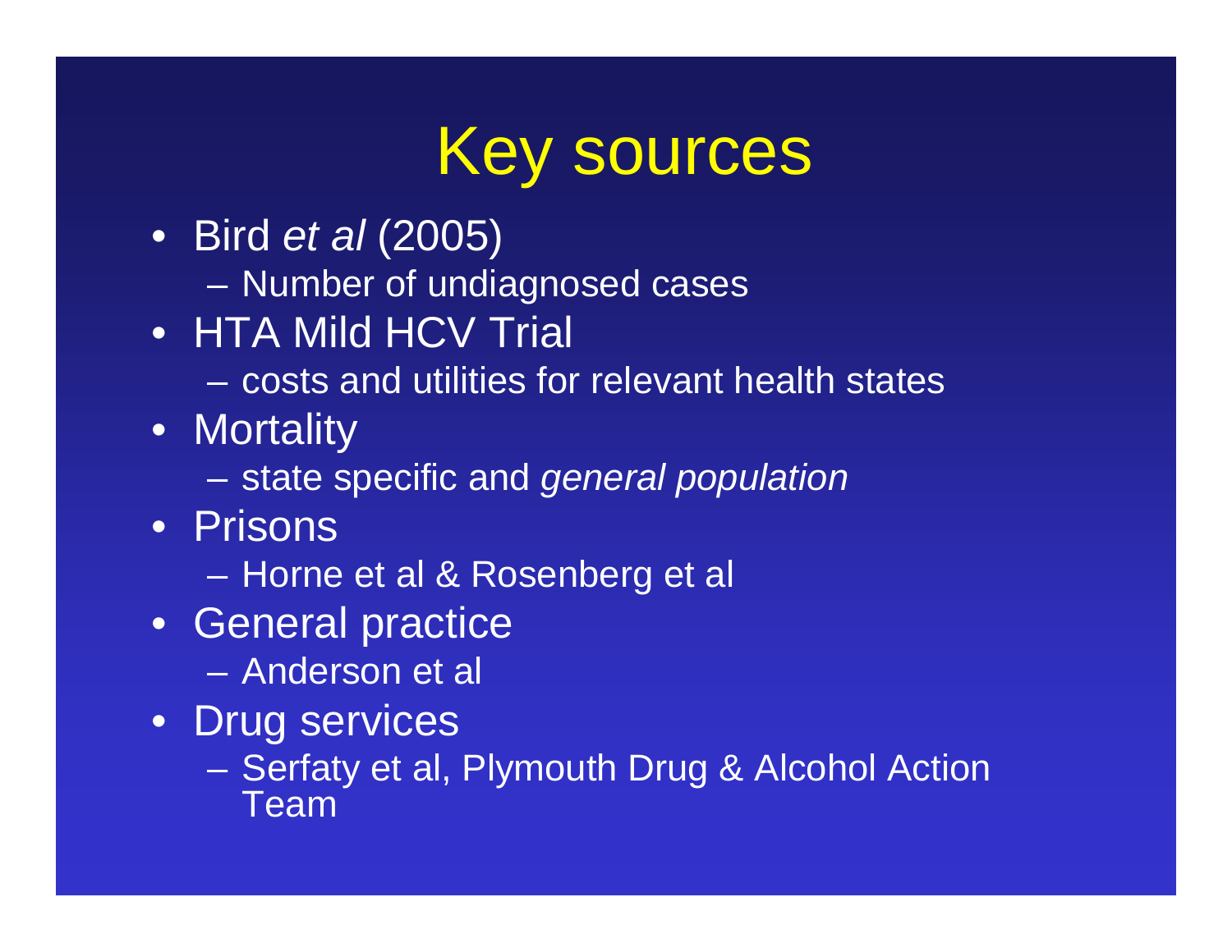# Key sources

- Bird *et al* (2005)
  - Number of undiagnosed cases
- HTA Mild HCV Trial
  - costs and utilities for relevant health states
- Mortality
  - state specific and *general population*
- Prisons
  - Horne et al & Rosenberg et al
- General practice
  - Anderson et al
- Drug services
  - Serfaty et al, Plymouth Drug & Alcohol Action Team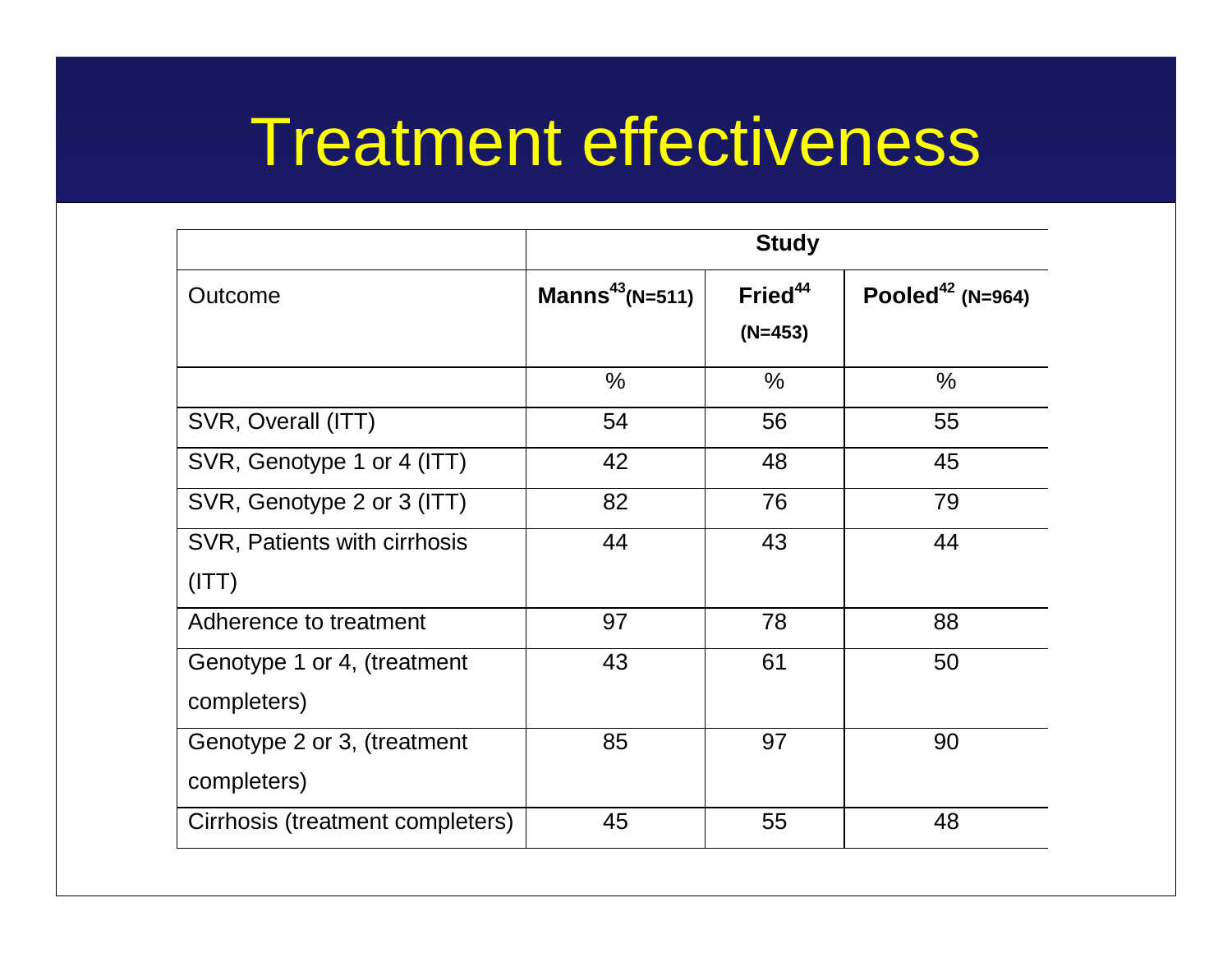# Treatment effectiveness

| | Study | | |
|---|---|---|---|
| Outcome | Manns[43] (N=511) | Fried[44] (N=453) | Pooled[42] (N=964) |
| | % | % | % |
| SVR, Overall (ITT) | 54 | 56 | 55 |
| SVR, Genotype 1 or 4 (ITT) | 42 | 48 | 45 |
| SVR, Genotype 2 or 3 (ITT) | 82 | 76 | 79 |
| SVR, Patients with cirrhosis (ITT) | 44 | 43 | 44 |
| Adherence to treatment | 97 | 78 | 88 |
| Genotype 1 or 4, (treatment completers) | 43 | 61 | 50 |
| Genotype 2 or 3, (treatment completers) | 85 | 97 | 90 |
| Cirrhosis (treatment completers) | 45 | 55 | 48 |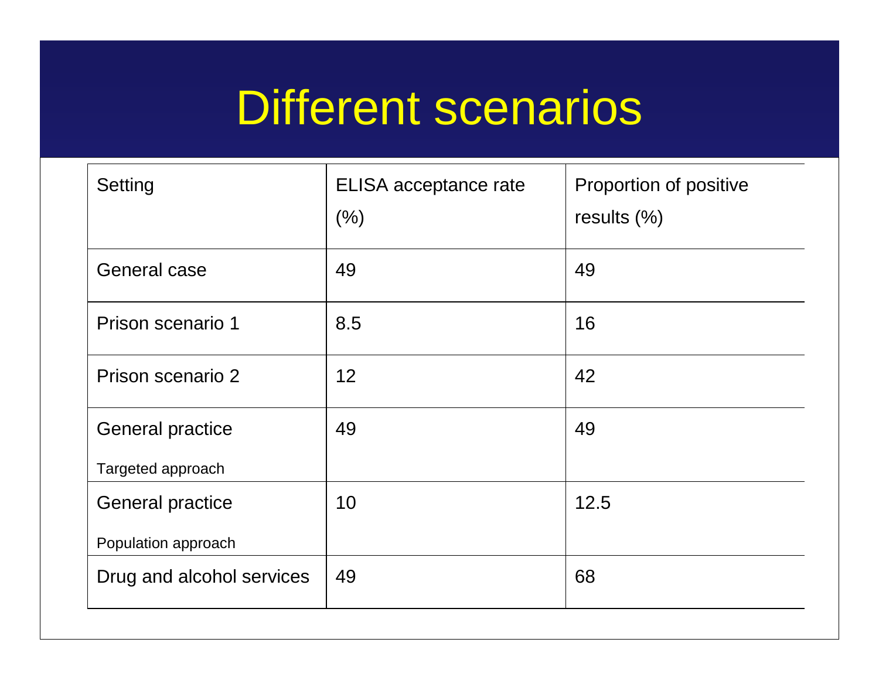# Different scenarios

| Setting | ELISA acceptance rate (%) | Proportion of positive results (%) |
|---|---|---|
| General case | 49 | 49 |
| Prison scenario 1 | 8.5 | 16 |
| Prison scenario 2 | 12 | 42 |
| General practice<br>Targeted approach | 49 | 49 |
| General practice<br>Population approach | 10 | 12.5 |
| Drug and alcohol services | 49 | 68 |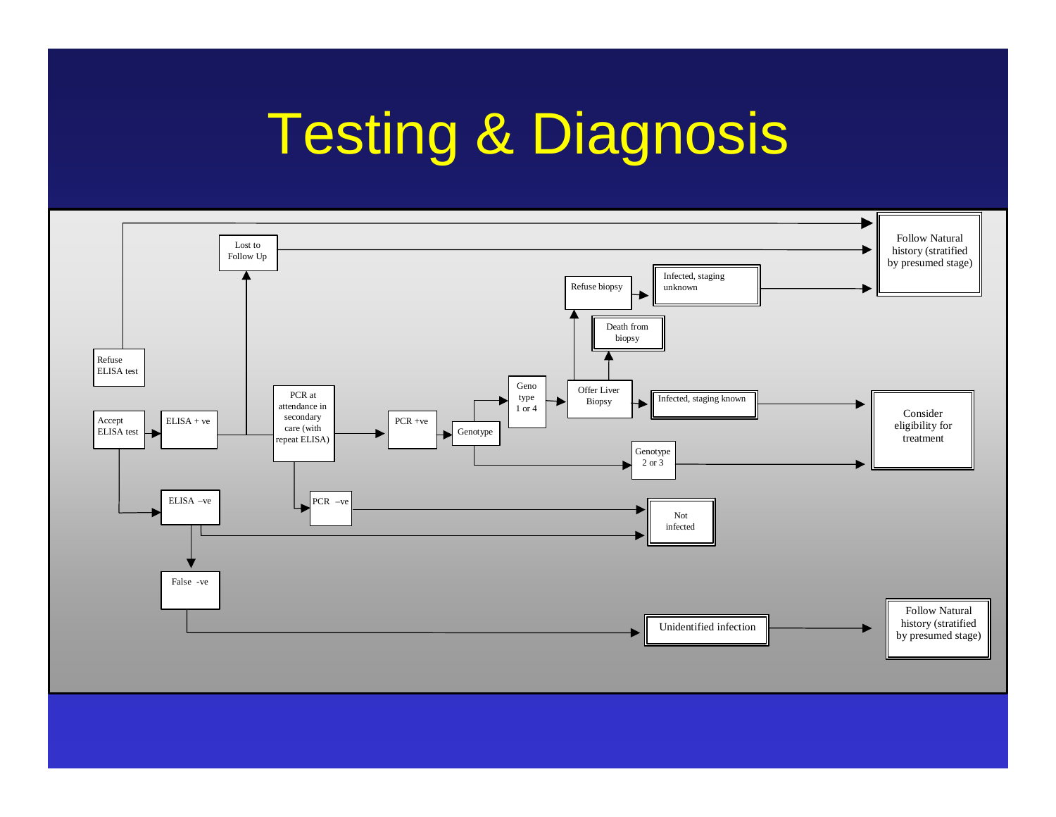# Testing & Diagnosis

- Refuse ELISA test → Follow Natural history (stratified by presumed stage)
- Accept ELISA test → ELISA + ve
  - ELISA + ve → Lost to Follow Up → Follow Natural history (stratified by presumed stage)
  - ELISA + ve → PCR at attendance in secondary care (with repeat ELISA)
    - PCR +ve → Genotype
      - Geno type 1 or 4 → Offer Liver Biopsy
        - Refuse biopsy → Infected, staging unknown → Follow Natural history (stratified by presumed stage)
        - Death from biopsy
        - Infected, staging known → Consider eligibility for treatment
      - Genotype 2 or 3 → Consider eligibility for treatment
    - PCR –ve → Not infected
- Accept ELISA test → ELISA –ve
  - ELISA –ve → Not infected
  - ELISA –ve → False -ve → Unidentified infection → Follow Natural history (stratified by presumed stage)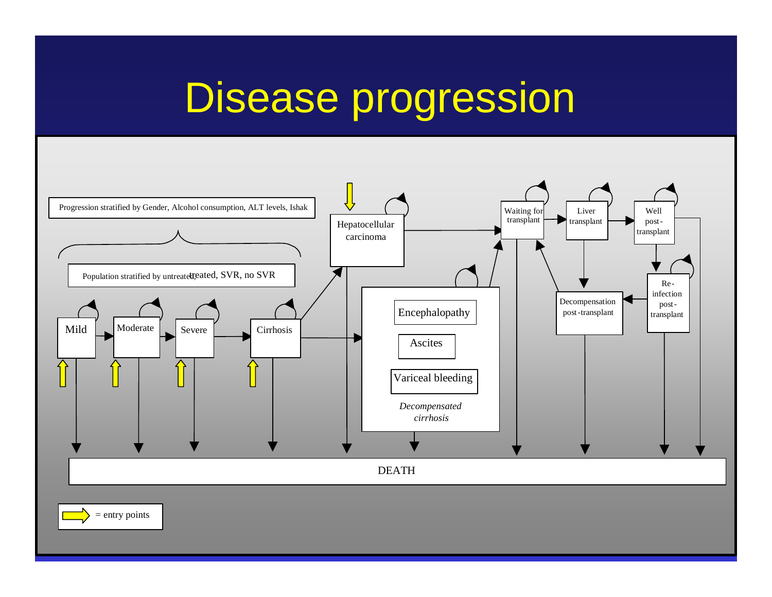# Disease progression

Progression stratified by Gender, Alcohol consumption, ALT levels, Ishak

Population stratified by untreated, treated, SVR, no SVR

Mild

Moderate

Severe

Cirrhosis

Hepatocellular carcinoma

Encephalopathy

Ascites

Variceal bleeding

*Decompensated cirrhosis*

Waiting for transplant

Liver transplant

Well post-transplant

Re-infection post-transplant

Decompensation post-transplant

DEATH

= entry points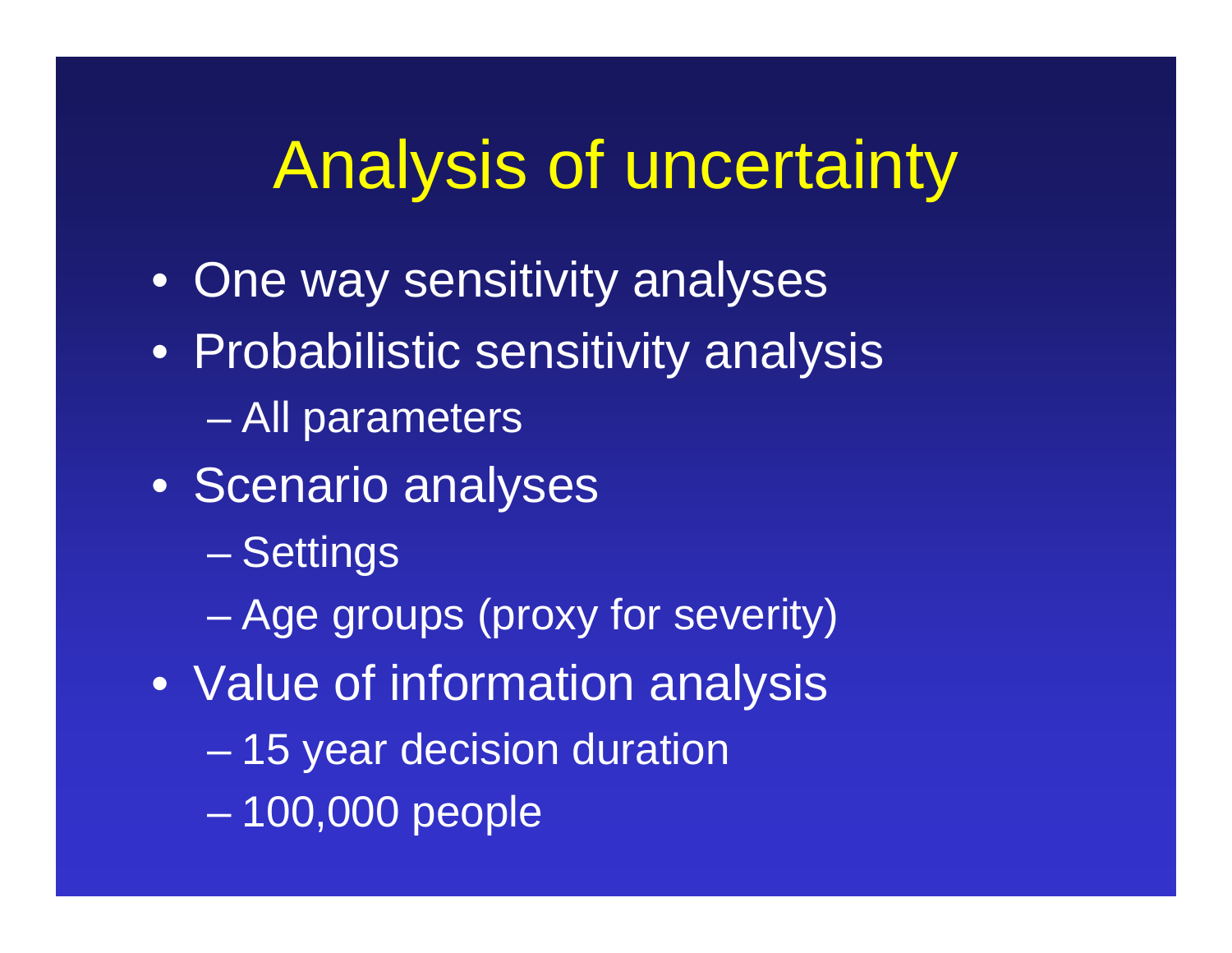# Analysis of uncertainty

- One way sensitivity analyses
- Probabilistic sensitivity analysis
  - All parameters
- Scenario analyses
  - Settings
  - Age groups (proxy for severity)
- Value of information analysis
  - 15 year decision duration
  - 100,000 people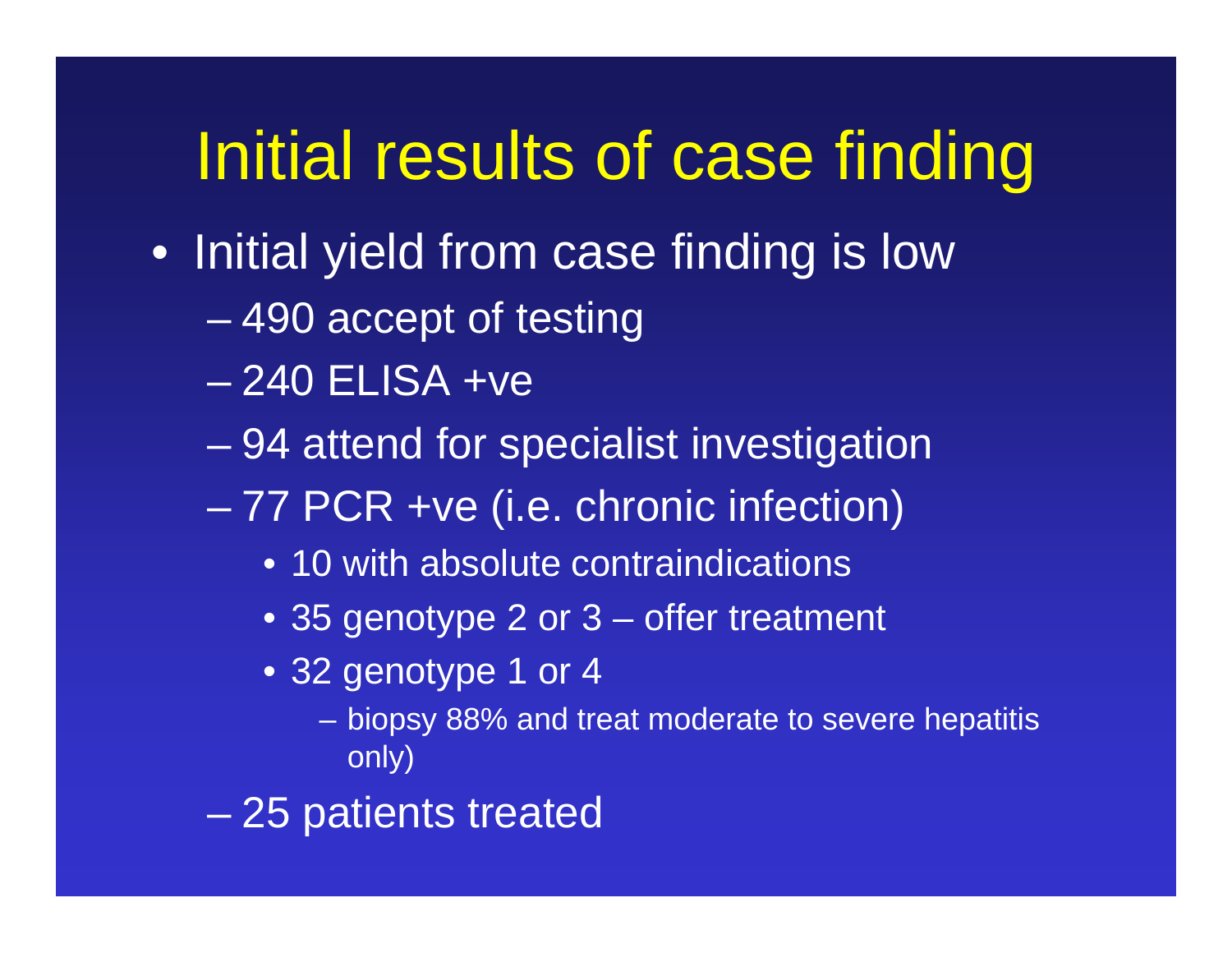# Initial results of case finding

- Initial yield from case finding is low
  - 490 accept of testing
  - 240 ELISA +ve
  - 94 attend for specialist investigation
  - 77 PCR +ve (i.e. chronic infection)
    - 10 with absolute contraindications
    - 35 genotype 2 or 3 – offer treatment
    - 32 genotype 1 or 4
      - biopsy 88% and treat moderate to severe hepatitis only)
  - 25 patients treated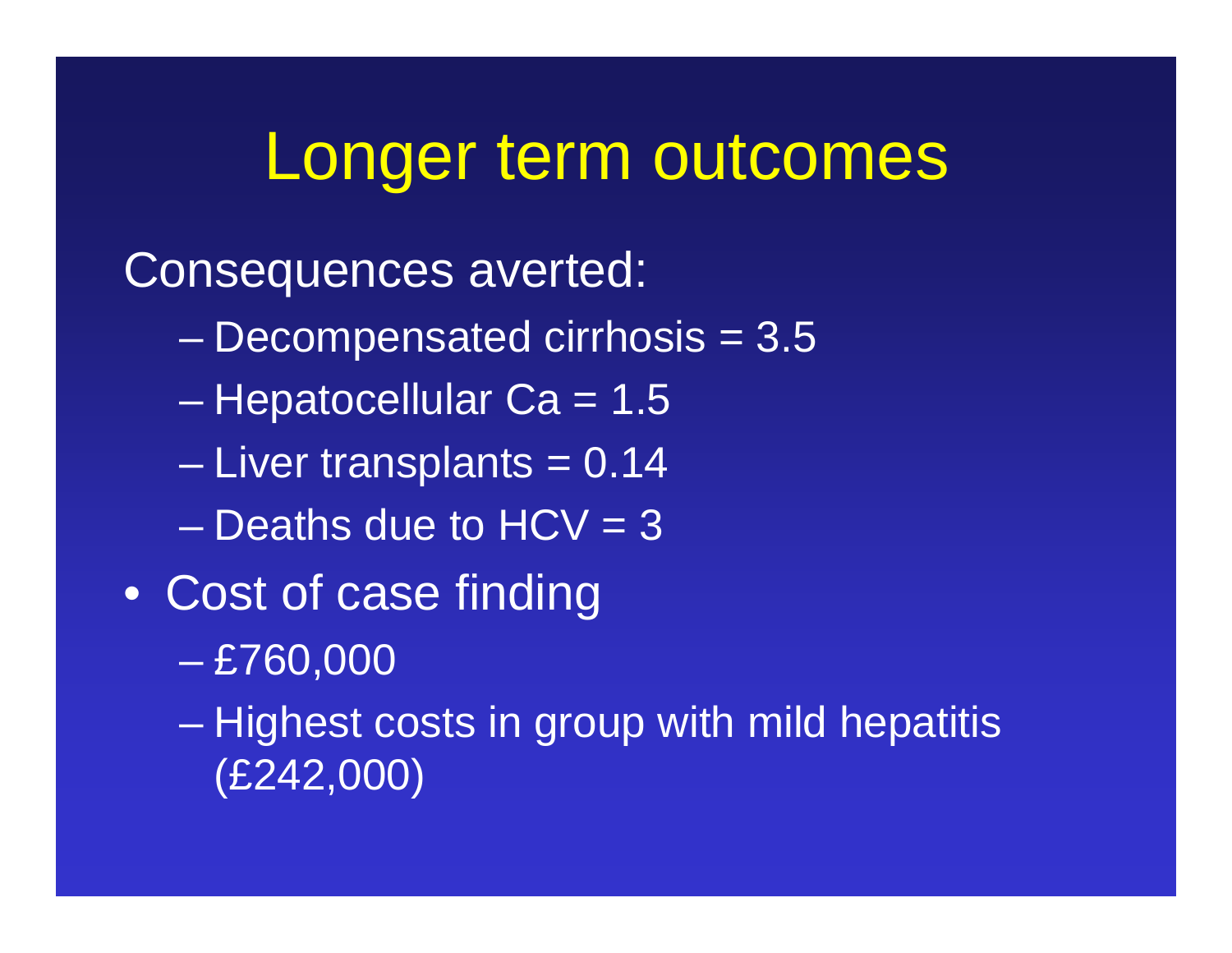# Longer term outcomes

Consequences averted:

- Decompensated cirrhosis = 3.5
- Hepatocellular Ca = 1.5
- Liver transplants = 0.14
- Deaths due to HCV = 3

- Cost of case finding
  - £760,000
  - Highest costs in group with mild hepatitis (£242,000)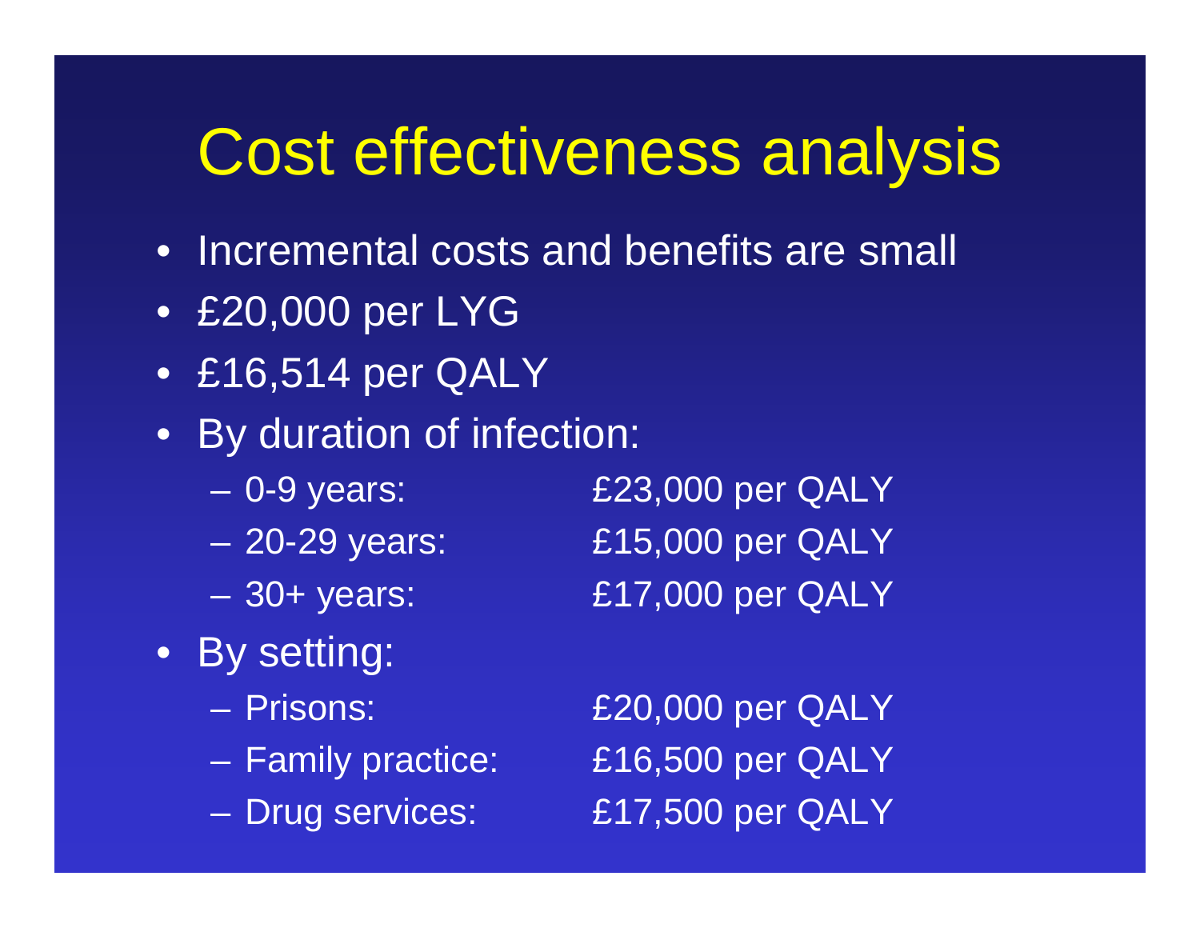# Cost effectiveness analysis

- Incremental costs and benefits are small
- £20,000 per LYG
- £16,514 per QALY
- By duration of infection:
  - 0-9 years: £23,000 per QALY
  - 20-29 years: £15,000 per QALY
  - 30+ years: £17,000 per QALY
- By setting:
  - Prisons: £20,000 per QALY
  - Family practice: £16,500 per QALY
  - Drug services: £17,500 per QALY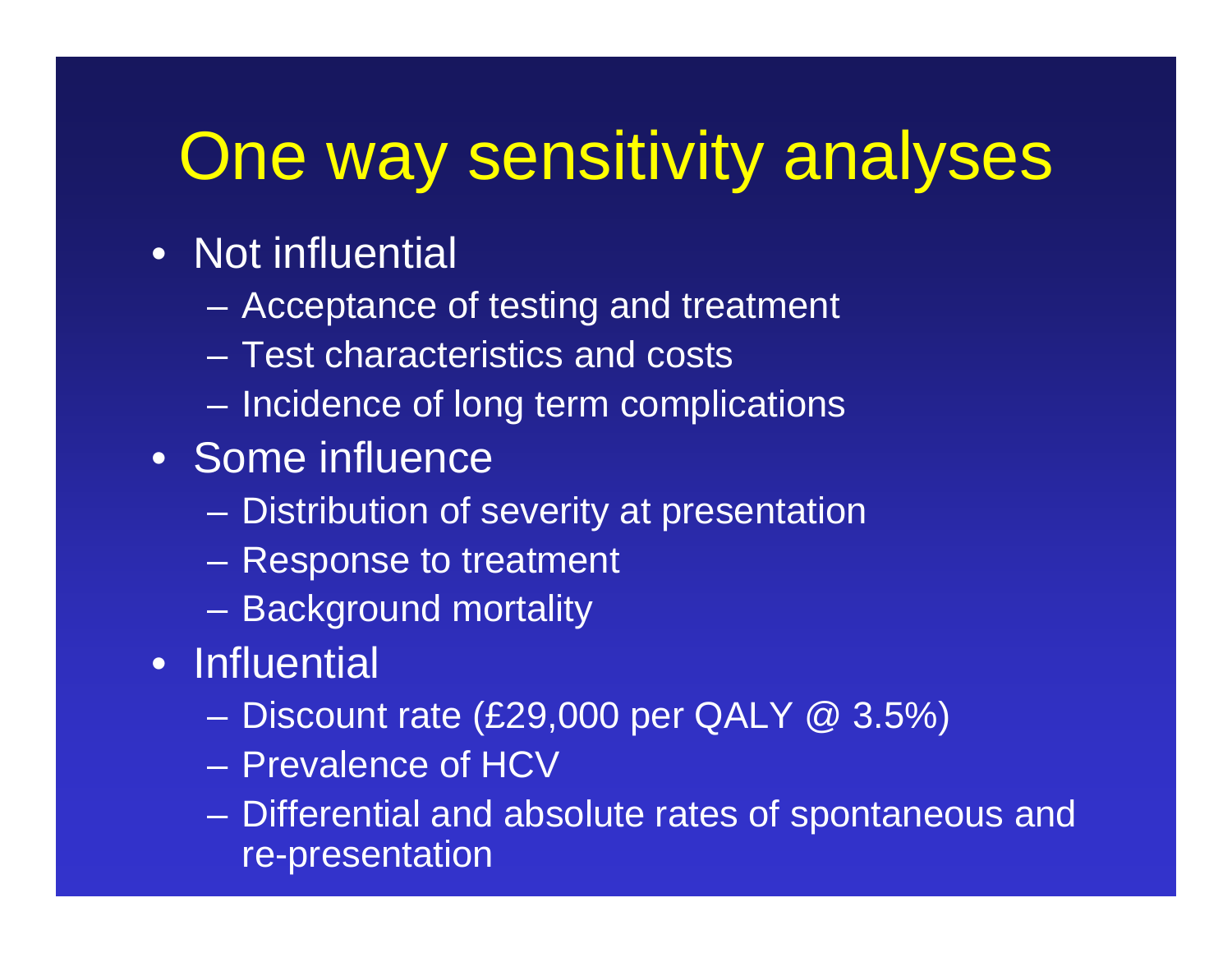# One way sensitivity analyses

- Not influential
  - Acceptance of testing and treatment
  - Test characteristics and costs
  - Incidence of long term complications
- Some influence
  - Distribution of severity at presentation
  - Response to treatment
  - Background mortality
- Influential
  - Discount rate (£29,000 per QALY @ 3.5%)
  - Prevalence of HCV
  - Differential and absolute rates of spontaneous and re-presentation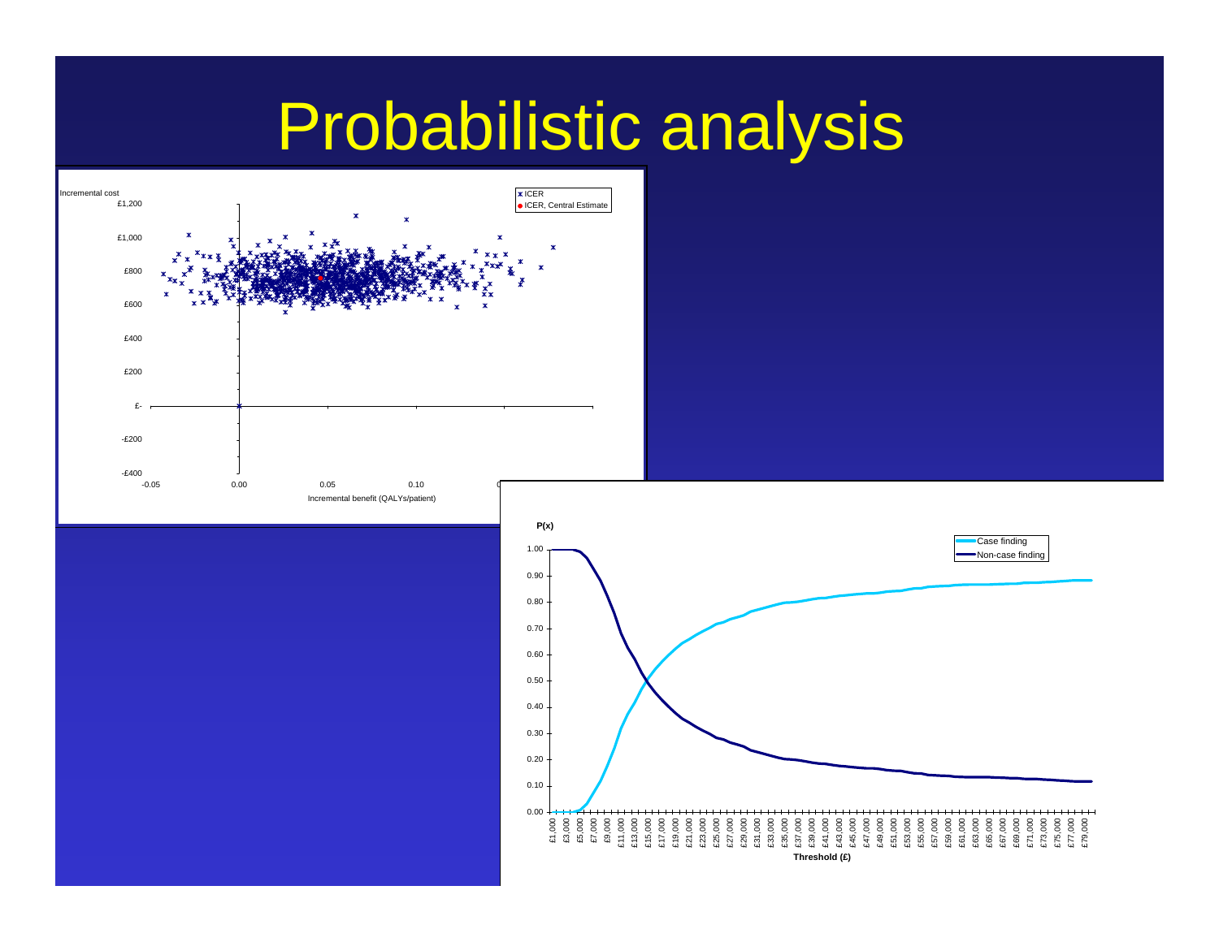# Probabilistic analysis

Incremental cost

| | |
|---|---|
| ✱ ICER | |
| ● ICER, Central Estimate | |

£1,200, £1,000, £800, £600, £400, £200, £-, -£200, -£400

-0.05, 0.00, 0.05, 0.10

Incremental benefit (QALYs/patient)

P(x)

Case finding

Non-case finding

1.00, 0.90, 0.80, 0.70, 0.60, 0.50, 0.40, 0.30, 0.20, 0.10, 0.00

£1,000, £3,000, £5,000, £7,000, £9,000, £11,000, £13,000, £15,000, £17,000, £19,000, £21,000, £23,000, £25,000, £27,000, £29,000, £31,000, £33,000, £35,000, £37,000, £39,000, £41,000, £43,000, £45,000, £47,000, £49,000, £51,000, £53,000, £55,000, £57,000, £59,000, £61,000, £63,000, £65,000, £67,000, £69,000, £71,000, £73,000, £75,000, £77,000, £79,000

**Threshold (£)**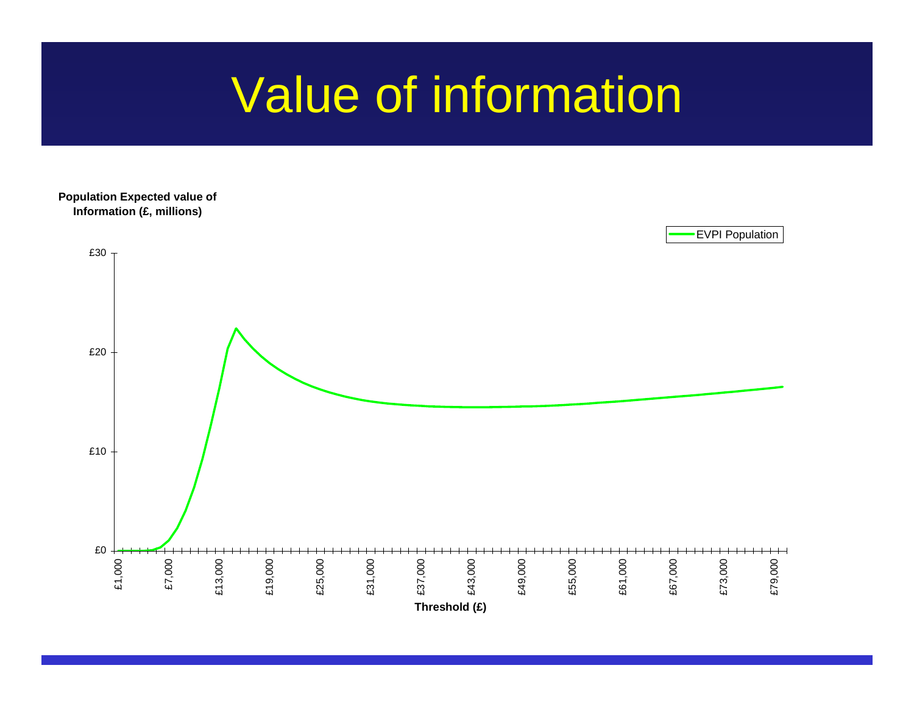# Value of information

Population Expected value of Information (£, millions)

EVPI Population

£30

£20

£10

£0

£1,000 £7,000 £13,000 £19,000 £25,000 £31,000 £37,000 £43,000 £49,000 £55,000 £61,000 £67,000 £73,000 £79,000

Threshold (£)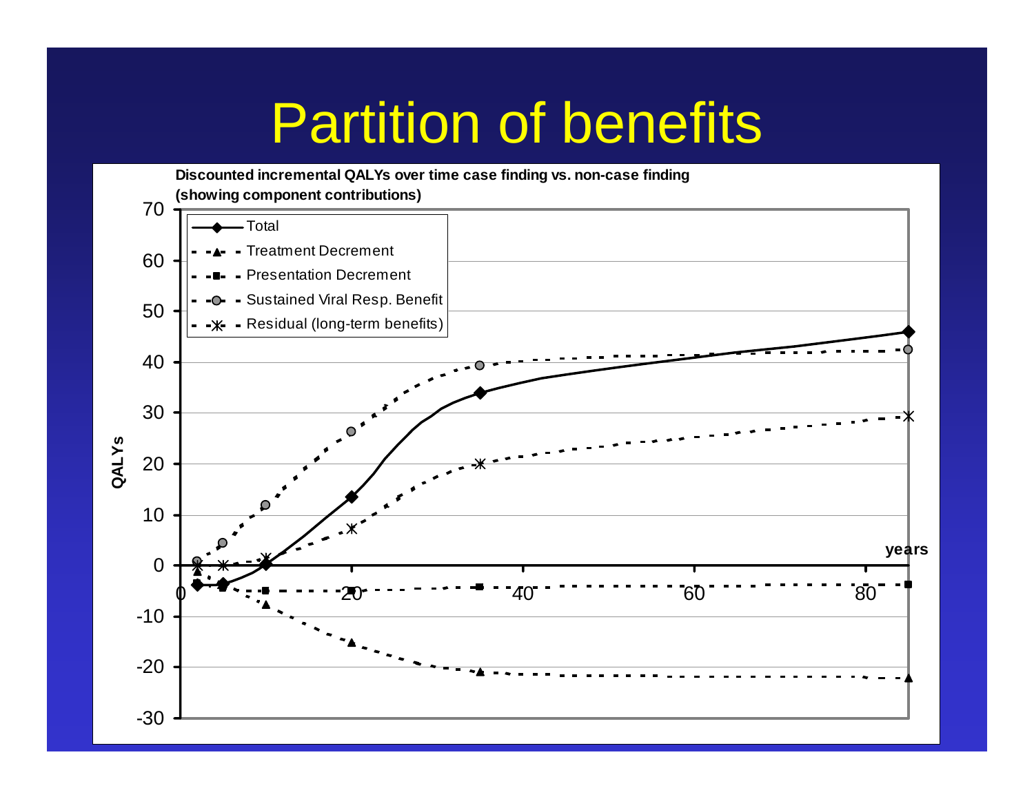# Partition of benefits

**Discounted incremental QALYs over time case finding vs. non-case finding (showing component contributions)**

- Total
- Treatment Decrement
- Presentation Decrement
- Sustained Viral Resp. Benefit
- Residual (long-term benefits)

QALYs

years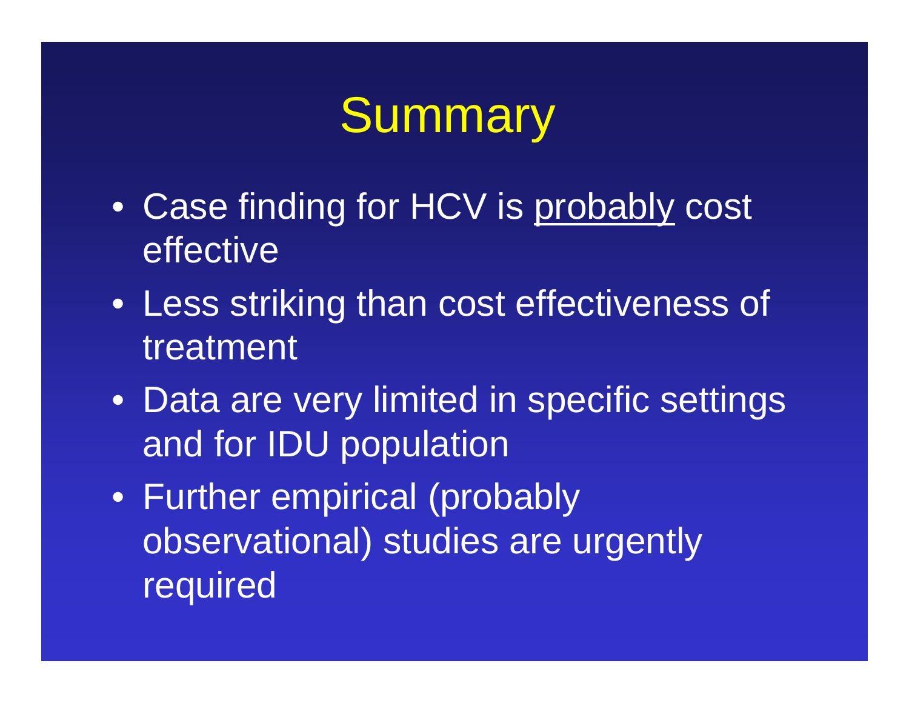# Summary

- Case finding for HCV is <u>probably</u> cost effective
- Less striking than cost effectiveness of treatment
- Data are very limited in specific settings and for IDU population
- Further empirical (probably observational) studies are urgently required